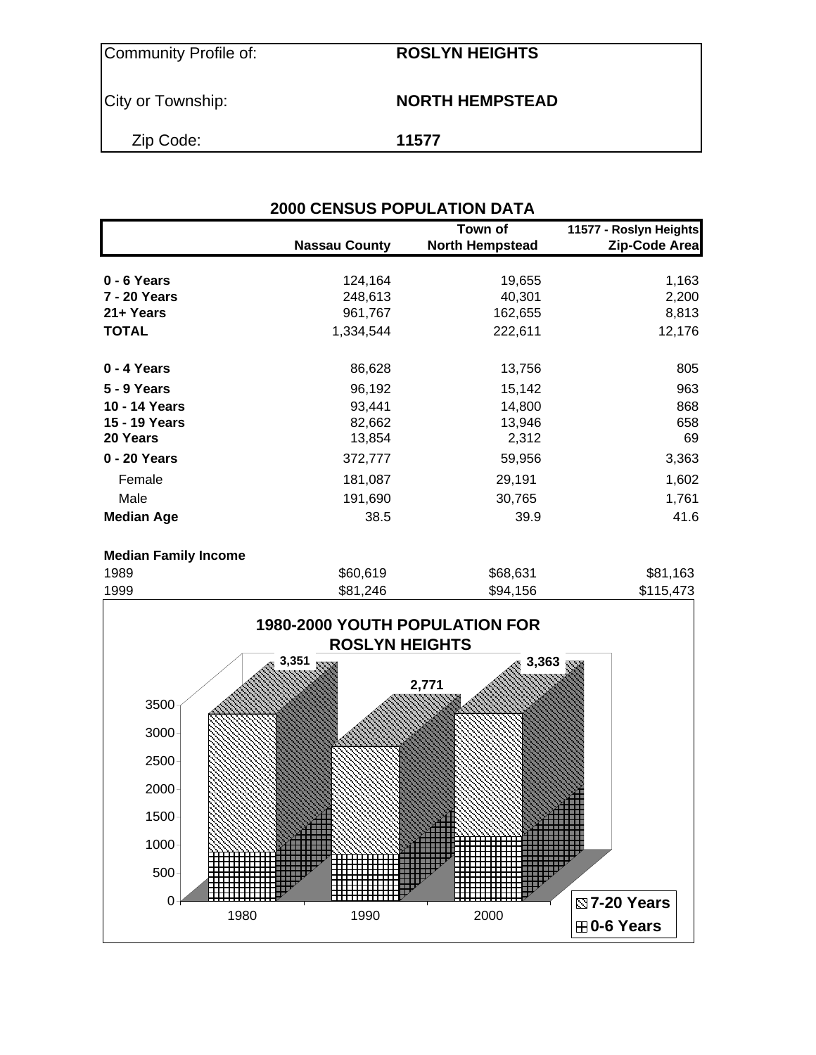| Community Profile of: | ROSLYN HEIGHTS |
|---|---|
| City or Township: | NORTH HEMPSTEAD |
| Zip Code: | 11577 |

## 2000 CENSUS POPULATION DATA

| | Nassau County | Town of North Hempstead | 11577 - Roslyn Heights Zip-Code Area |
|---|---|---|---|
| **0 - 6 Years** | 124,164 | 19,655 | 1,163 |
| **7 - 20 Years** | 248,613 | 40,301 | 2,200 |
| **21+ Years** | 961,767 | 162,655 | 8,813 |
| **TOTAL** | 1,334,544 | 222,611 | 12,176 |
| **0 - 4 Years** | 86,628 | 13,756 | 805 |
| **5 - 9 Years** | 96,192 | 15,142 | 963 |
| **10 - 14 Years** | 93,441 | 14,800 | 868 |
| **15 - 19 Years** | 82,662 | 13,946 | 658 |
| **20 Years** | 13,854 | 2,312 | 69 |
| **0 - 20 Years** | 372,777 | 59,956 | 3,363 |
| Female | 181,087 | 29,191 | 1,602 |
| Male | 191,690 | 30,765 | 1,761 |
| **Median Age** | 38.5 | 39.9 | 41.6 |
| **Median Family Income** | | | |
| 1989 | $60,619 | $68,631 | $81,163 |
| 1999 | $81,246 | $94,156 | $115,473 |

### 1980-2000 YOUTH POPULATION FOR ROSLYN HEIGHTS

| Year | Total (0-20 Years) |
|---|---|
| 1980 | 3,351 |
| 1990 | 2,771 |
| 2000 | 3,363 |

Legend: 7-20 Years; 0-6 Years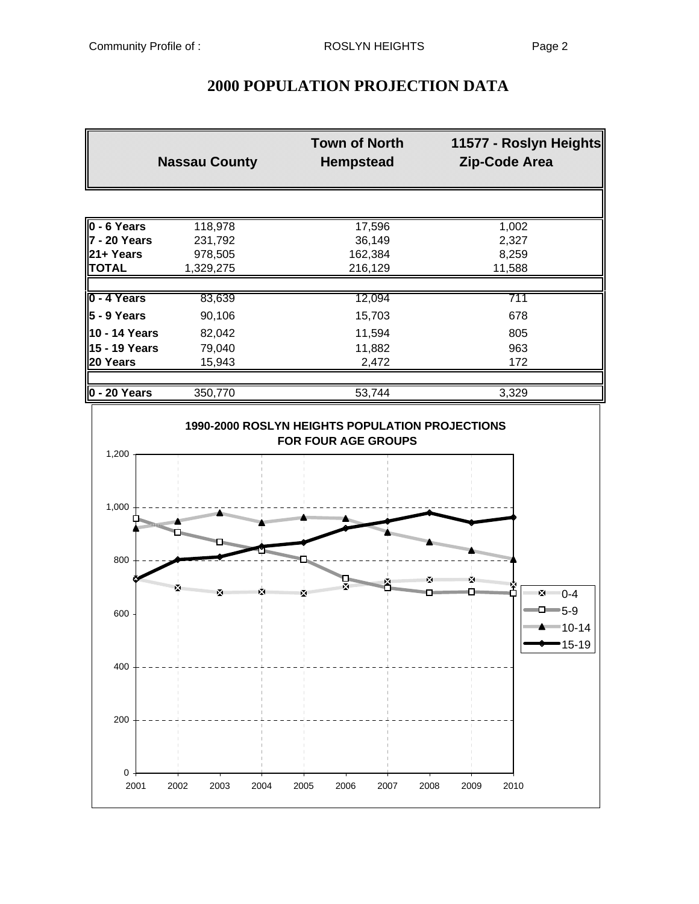# 2000 POPULATION PROJECTION DATA

| | Nassau County | Town of North Hempstead | 11577 - Roslyn Heights Zip-Code Area |
|---|---|---|---|
| **0 - 6 Years** | 118,978 | 17,596 | 1,002 |
| **7 - 20 Years** | 231,792 | 36,149 | 2,327 |
| **21+ Years** | 978,505 | 162,384 | 8,259 |
| **TOTAL** | 1,329,275 | 216,129 | 11,588 |
| | | | |
| **0 - 4 Years** | 83,639 | 12,094 | 711 |
| **5 - 9 Years** | 90,106 | 15,703 | 678 |
| **10 - 14 Years** | 82,042 | 11,594 | 805 |
| **15 - 19 Years** | 79,040 | 11,882 | 963 |
| **20 Years** | 15,943 | 2,472 | 172 |
| | | | |
| **0 - 20 Years** | 350,770 | 53,744 | 3,329 |

**1990-2000 ROSLYN HEIGHTS POPULATION PROJECTIONS FOR FOUR AGE GROUPS**

Legend: 0-4, 5-9, 10-14, 15-19

Y-axis: 0, 200, 400, 600, 800, 1,000, 1,200

X-axis: 2001, 2002, 2003, 2004, 2005, 2006, 2007, 2008, 2009, 2010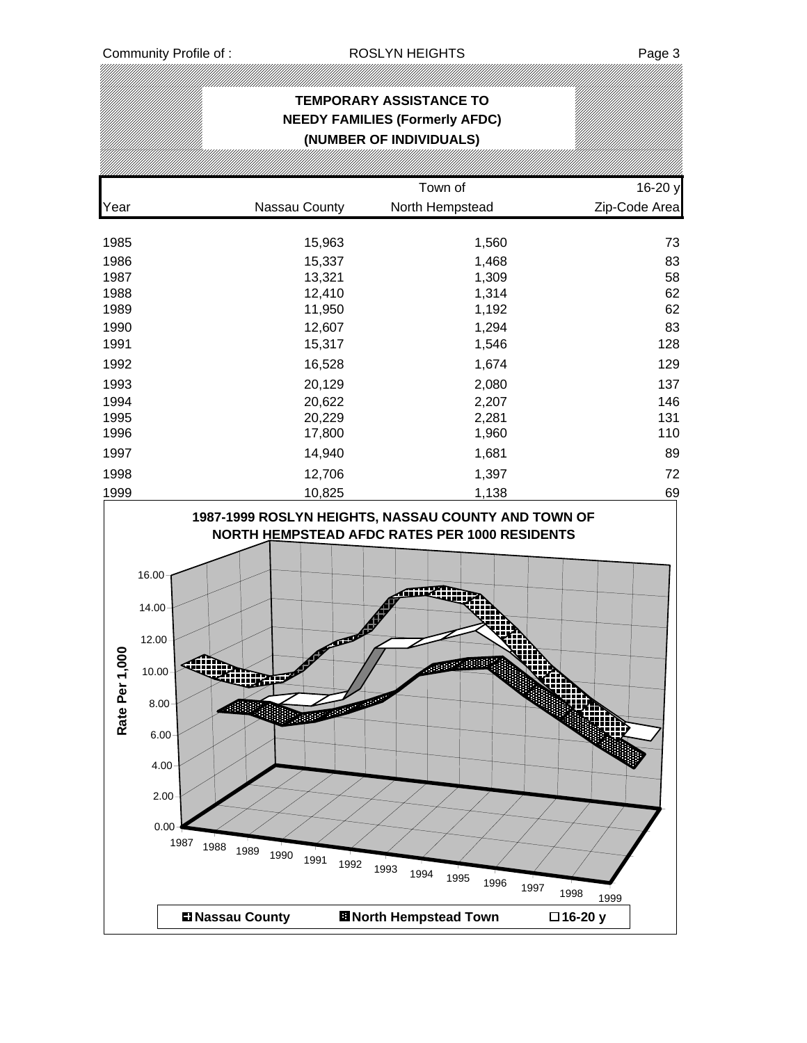# TEMPORARY ASSISTANCE TO NEEDY FAMILIES (Formerly AFDC) (NUMBER OF INDIVIDUALS)

| Year | Nassau County | Town of North Hempstead | 16-20 y Zip-Code Area |
|---|---|---|---|
| 1985 | 15,963 | 1,560 | 73 |
| 1986 | 15,337 | 1,468 | 83 |
| 1987 | 13,321 | 1,309 | 58 |
| 1988 | 12,410 | 1,314 | 62 |
| 1989 | 11,950 | 1,192 | 62 |
| 1990 | 12,607 | 1,294 | 83 |
| 1991 | 15,317 | 1,546 | 128 |
| 1992 | 16,528 | 1,674 | 129 |
| 1993 | 20,129 | 2,080 | 137 |
| 1994 | 20,622 | 2,207 | 146 |
| 1995 | 20,229 | 2,281 | 131 |
| 1996 | 17,800 | 1,960 | 110 |
| 1997 | 14,940 | 1,681 | 89 |
| 1998 | 12,706 | 1,397 | 72 |
| 1999 | 10,825 | 1,138 | 69 |

**1987-1999 ROSLYN HEIGHTS, NASSAU COUNTY AND TOWN OF NORTH HEMPSTEAD AFDC RATES PER 1000 RESIDENTS**

Rate Per 1,000: 0.00, 2.00, 4.00, 6.00, 8.00, 10.00, 12.00, 14.00, 16.00

Years: 1987, 1988, 1989, 1990, 1991, 1992, 1993, 1994, 1995, 1996, 1997, 1998, 1999

Legend: Nassau County; North Hempstead Town; 16-20 y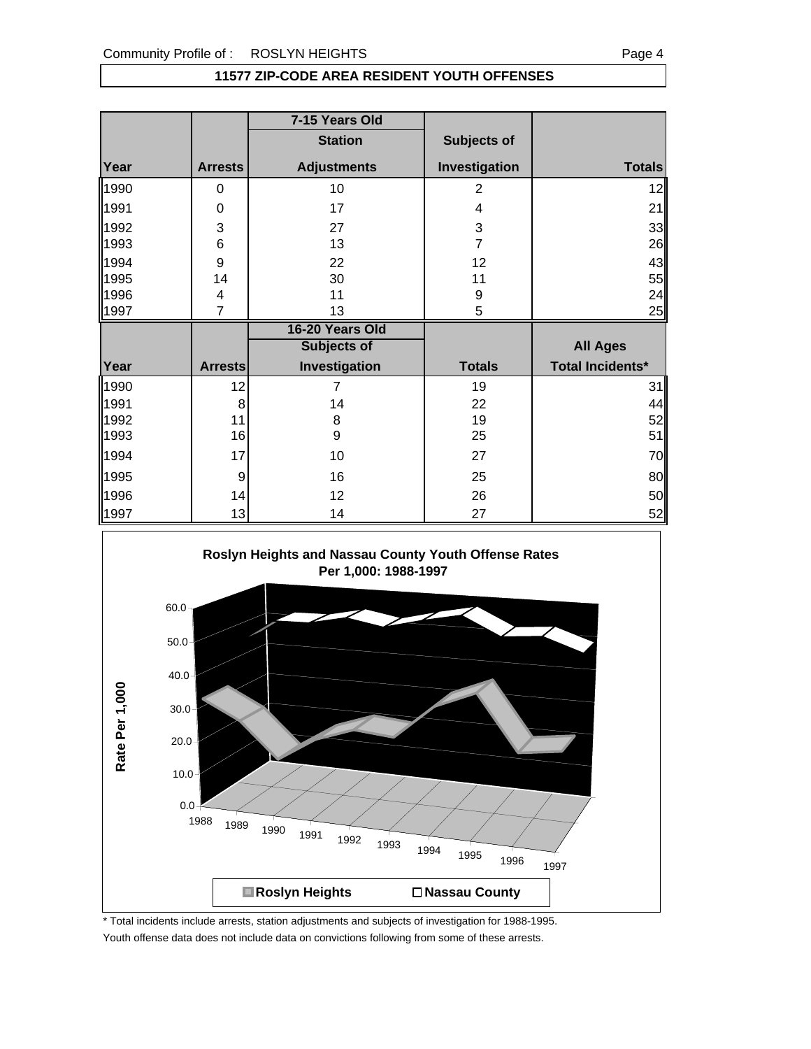## 11577 ZIP-CODE AREA RESIDENT YOUTH OFFENSES

| | | 7-15 Years Old | | |
|---|---|---|---|---|
| | | Station | Subjects of | |
| Year | Arrests | Adjustments | Investigation | Totals |
| 1990 | 0 | 10 | 2 | 12 |
| 1991 | 0 | 17 | 4 | 21 |
| 1992 | 3 | 27 | 3 | 33 |
| 1993 | 6 | 13 | 7 | 26 |
| 1994 | 9 | 22 | 12 | 43 |
| 1995 | 14 | 30 | 11 | 55 |
| 1996 | 4 | 11 | 9 | 24 |
| 1997 | 7 | 13 | 5 | 25 |

| | | 16-20 Years Old | | |
|---|---|---|---|---|
| | | Subjects of | | All Ages |
| Year | Arrests | Investigation | Totals | Total Incidents* |
| 1990 | 12 | 7 | 19 | 31 |
| 1991 | 8 | 14 | 22 | 44 |
| 1992 | 11 | 8 | 19 | 52 |
| 1993 | 16 | 9 | 25 | 51 |
| 1994 | 17 | 10 | 27 | 70 |
| 1995 | 9 | 16 | 25 | 80 |
| 1996 | 14 | 12 | 26 | 50 |
| 1997 | 13 | 14 | 27 | 52 |

**Roslyn Heights and Nassau County Youth Offense Rates Per 1,000: 1988-1997**

Rate Per 1,000

60.0, 50.0, 40.0, 30.0, 20.0, 10.0, 0.0

1988, 1989, 1990, 1991, 1992, 1993, 1994, 1995, 1996, 1997

Roslyn Heights   Nassau County

\* Total incidents include arrests, station adjustments and subjects of investigation for 1988-1995.

Youth offense data does not include data on convictions following from some of these arrests.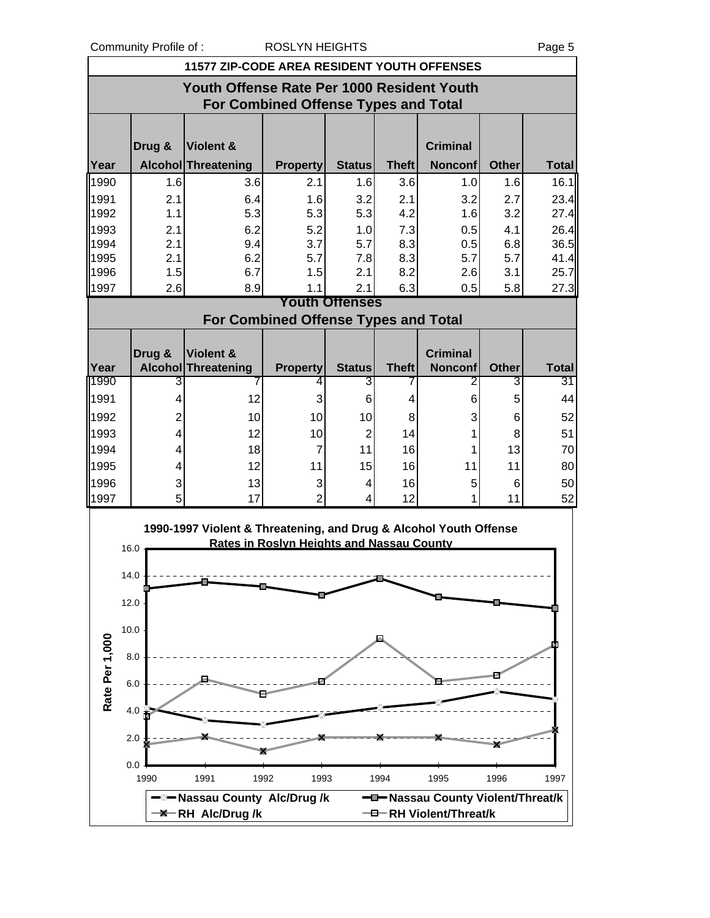## 11577 ZIP-CODE AREA RESIDENT YOUTH OFFENSES

### Youth Offense Rate Per 1000 Resident Youth For Combined Offense Types and Total

| Year | Drug & Alcohol | Violent & Threatening | Property | Status | Theft | Criminal Nonconf | Other | Total |
|---|---|---|---|---|---|---|---|---|
| 1990 | 1.6 | 3.6 | 2.1 | 1.6 | 3.6 | 1.0 | 1.6 | 16.1 |
| 1991 | 2.1 | 6.4 | 1.6 | 3.2 | 2.1 | 3.2 | 2.7 | 23.4 |
| 1992 | 1.1 | 5.3 | 5.3 | 5.3 | 4.2 | 1.6 | 3.2 | 27.4 |
| 1993 | 2.1 | 6.2 | 5.2 | 1.0 | 7.3 | 0.5 | 4.1 | 26.4 |
| 1994 | 2.1 | 9.4 | 3.7 | 5.7 | 8.3 | 0.5 | 6.8 | 36.5 |
| 1995 | 2.1 | 6.2 | 5.7 | 7.8 | 8.3 | 5.7 | 5.7 | 41.4 |
| 1996 | 1.5 | 6.7 | 1.5 | 2.1 | 8.2 | 2.6 | 3.1 | 25.7 |
| 1997 | 2.6 | 8.9 | 1.1 | 2.1 | 6.3 | 0.5 | 5.8 | 27.3 |

### Youth Offenses For Combined Offense Types and Total

| Year | Drug & Alcohol | Violent & Threatening | Property | Status | Theft | Criminal Nonconf | Other | Total |
|---|---|---|---|---|---|---|---|---|
| 1990 | 3 | 7 | 4 | 3 | 7 | 2 | 3 | 31 |
| 1991 | 4 | 12 | 3 | 6 | 4 | 6 | 5 | 44 |
| 1992 | 2 | 10 | 10 | 10 | 8 | 3 | 6 | 52 |
| 1993 | 4 | 12 | 10 | 2 | 14 | 1 | 8 | 51 |
| 1994 | 4 | 18 | 7 | 11 | 16 | 1 | 13 | 70 |
| 1995 | 4 | 12 | 11 | 15 | 16 | 11 | 11 | 80 |
| 1996 | 3 | 13 | 3 | 4 | 16 | 5 | 6 | 50 |
| 1997 | 5 | 17 | 2 | 4 | 12 | 1 | 11 | 52 |

**1990-1997 Violent & Threatening, and Drug & Alcohol Youth Offense Rates in Roslyn Heights and Nassau County**

Rate Per 1,000

Legend: Nassau County Alc/Drug /k; Nassau County Violent/Threat/k; RH Alc/Drug /k; RH Violent/Threat/k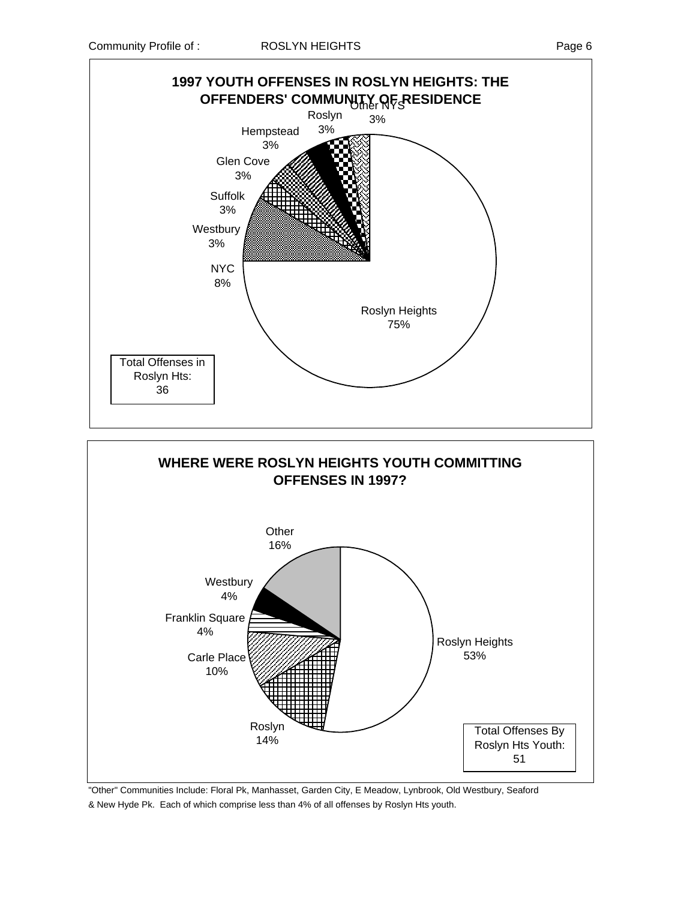## 1997 YOUTH OFFENSES IN ROSLYN HEIGHTS: THE OFFENDERS' COMMUNITY OF RESIDENCE

| Community | Percent |
|---|---|
| Roslyn Heights | 75% |
| NYC | 8% |
| Westbury | 3% |
| Suffolk | 3% |
| Glen Cove | 3% |
| Hempstead | 3% |
| Roslyn | 3% |
| Other NYS | 3% |

Total Offenses in Roslyn Hts: 36

## WHERE WERE ROSLYN HEIGHTS YOUTH COMMITTING OFFENSES IN 1997?

| Community | Percent |
|---|---|
| Roslyn Heights | 53% |
| Roslyn | 14% |
| Carle Place | 10% |
| Franklin Square | 4% |
| Westbury | 4% |
| Other | 16% |

Total Offenses By Roslyn Hts Youth: 51

"Other" Communities Include: Floral Pk, Manhasset, Garden City, E Meadow, Lynbrook, Old Westbury, Seaford & New Hyde Pk. Each of which comprise less than 4% of all offenses by Roslyn Hts youth.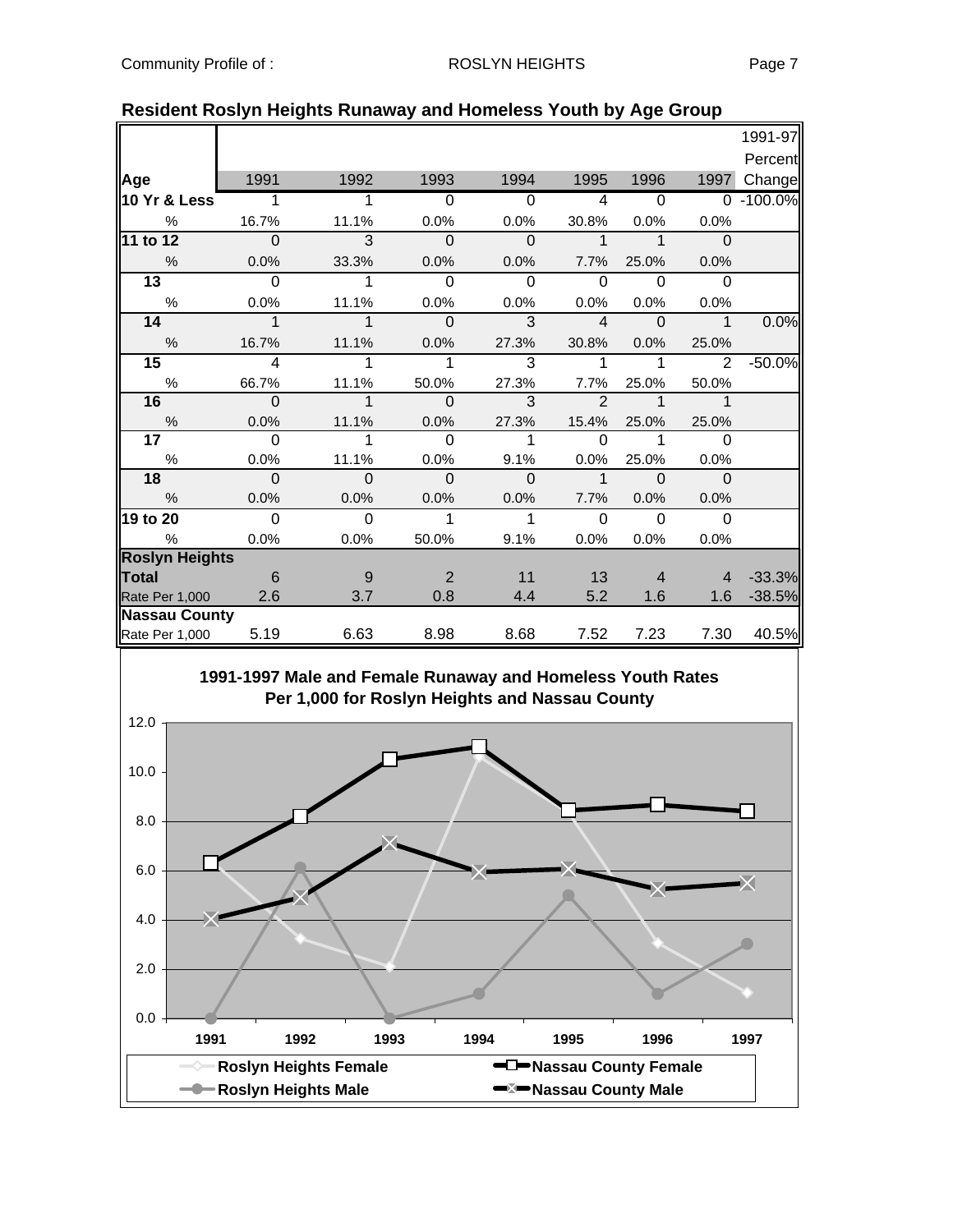## Resident Roslyn Heights Runaway and Homeless Youth by Age Group

| Age | 1991 | 1992 | 1993 | 1994 | 1995 | 1996 | 1997 | 1991-97 Percent Change |
|---|---|---|---|---|---|---|---|---|
| **10 Yr & Less** | 1 | 1 | 0 | 0 | 4 | 0 | 0 | -100.0% |
| % | 16.7% | 11.1% | 0.0% | 0.0% | 30.8% | 0.0% | 0.0% | |
| **11 to 12** | 0 | 3 | 0 | 0 | 1 | 1 | 0 | |
| % | 0.0% | 33.3% | 0.0% | 0.0% | 7.7% | 25.0% | 0.0% | |
| **13** | 0 | 1 | 0 | 0 | 0 | 0 | 0 | |
| % | 0.0% | 11.1% | 0.0% | 0.0% | 0.0% | 0.0% | 0.0% | |
| **14** | 1 | 1 | 0 | 3 | 4 | 0 | 1 | 0.0% |
| % | 16.7% | 11.1% | 0.0% | 27.3% | 30.8% | 0.0% | 25.0% | |
| **15** | 4 | 1 | 1 | 3 | 1 | 1 | 2 | -50.0% |
| % | 66.7% | 11.1% | 50.0% | 27.3% | 7.7% | 25.0% | 50.0% | |
| **16** | 0 | 1 | 0 | 3 | 2 | 1 | 1 | |
| % | 0.0% | 11.1% | 0.0% | 27.3% | 15.4% | 25.0% | 25.0% | |
| **17** | 0 | 1 | 0 | 1 | 0 | 1 | 0 | |
| % | 0.0% | 11.1% | 0.0% | 9.1% | 0.0% | 25.0% | 0.0% | |
| **18** | 0 | 0 | 0 | 0 | 1 | 0 | 0 | |
| % | 0.0% | 0.0% | 0.0% | 0.0% | 7.7% | 0.0% | 0.0% | |
| **19 to 20** | 0 | 0 | 1 | 1 | 0 | 0 | 0 | |
| % | 0.0% | 0.0% | 50.0% | 9.1% | 0.0% | 0.0% | 0.0% | |
| **Roslyn Heights Total** | 6 | 9 | 2 | 11 | 13 | 4 | 4 | -33.3% |
| Rate Per 1,000 | 2.6 | 3.7 | 0.8 | 4.4 | 5.2 | 1.6 | 1.6 | -38.5% |
| **Nassau County** | | | | | | | | |
| Rate Per 1,000 | 5.19 | 6.63 | 8.98 | 8.68 | 7.52 | 7.23 | 7.30 | 40.5% |

**1991-1997 Male and Female Runaway and Homeless Youth Rates Per 1,000 for Roslyn Heights and Nassau County**

Legend: Roslyn Heights Female; Roslyn Heights Male; Nassau County Female; Nassau County Male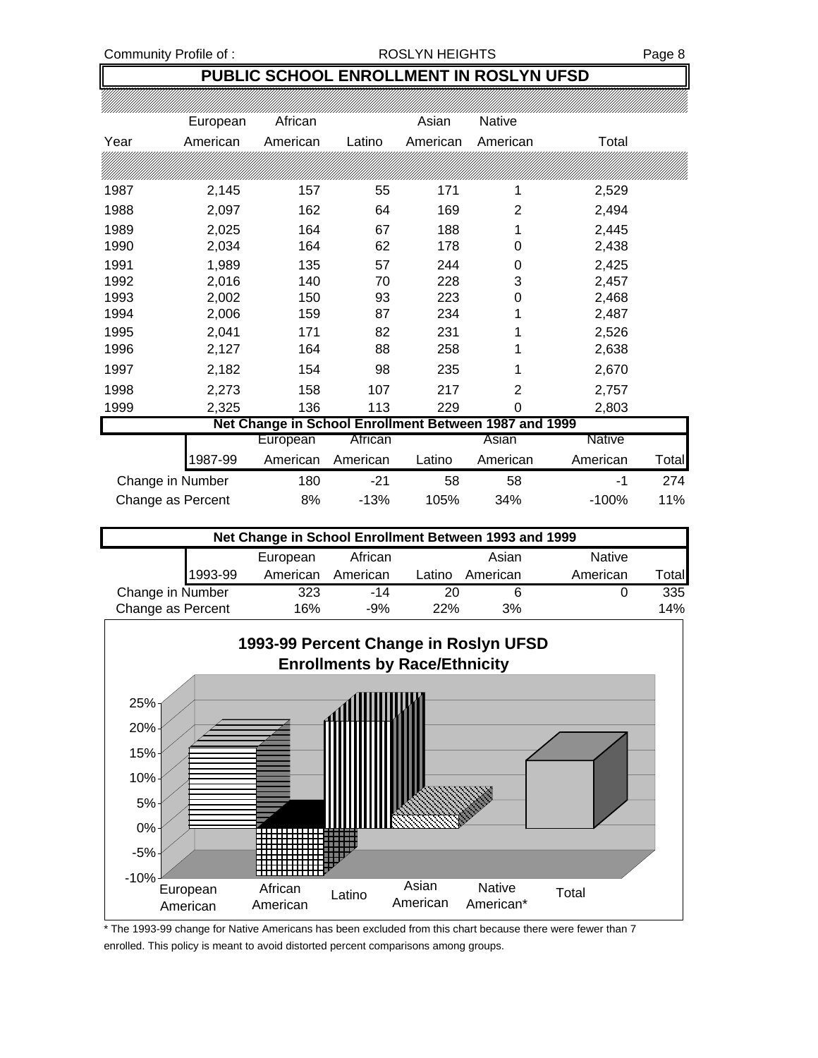## PUBLIC SCHOOL ENROLLMENT IN ROSLYN UFSD

| Year | European American | African American | Latino | Asian American | Native American | Total |
|---|---|---|---|---|---|---|
| 1987 | 2,145 | 157 | 55 | 171 | 1 | 2,529 |
| 1988 | 2,097 | 162 | 64 | 169 | 2 | 2,494 |
| 1989 | 2,025 | 164 | 67 | 188 | 1 | 2,445 |
| 1990 | 2,034 | 164 | 62 | 178 | 0 | 2,438 |
| 1991 | 1,989 | 135 | 57 | 244 | 0 | 2,425 |
| 1992 | 2,016 | 140 | 70 | 228 | 3 | 2,457 |
| 1993 | 2,002 | 150 | 93 | 223 | 0 | 2,468 |
| 1994 | 2,006 | 159 | 87 | 234 | 1 | 2,487 |
| 1995 | 2,041 | 171 | 82 | 231 | 1 | 2,526 |
| 1996 | 2,127 | 164 | 88 | 258 | 1 | 2,638 |
| 1997 | 2,182 | 154 | 98 | 235 | 1 | 2,670 |
| 1998 | 2,273 | 158 | 107 | 217 | 2 | 2,757 |
| 1999 | 2,325 | 136 | 113 | 229 | 0 | 2,803 |

**Net Change in School Enrollment Between 1987 and 1999**

| 1987-99 | European American | African American | Latino | Asian American | Native American | Total |
|---|---|---|---|---|---|---|
| Change in Number | 180 | -21 | 58 | 58 | -1 | 274 |
| Change as Percent | 8% | -13% | 105% | 34% | -100% | 11% |

**Net Change in School Enrollment Between 1993 and 1999**

| 1993-99 | European American | African American | Latino | Asian American | Native American | Total |
|---|---|---|---|---|---|---|
| Change in Number | 323 | -14 | 20 | 6 | 0 | 335 |
| Change as Percent | 16% | -9% | 22% | 3% | | 14% |

**1993-99 Percent Change in Roslyn UFSD Enrollments by Race/Ethnicity**

\* The 1993-99 change for Native Americans has been excluded from this chart because there were fewer than 7 enrolled. This policy is meant to avoid distorted percent comparisons among groups.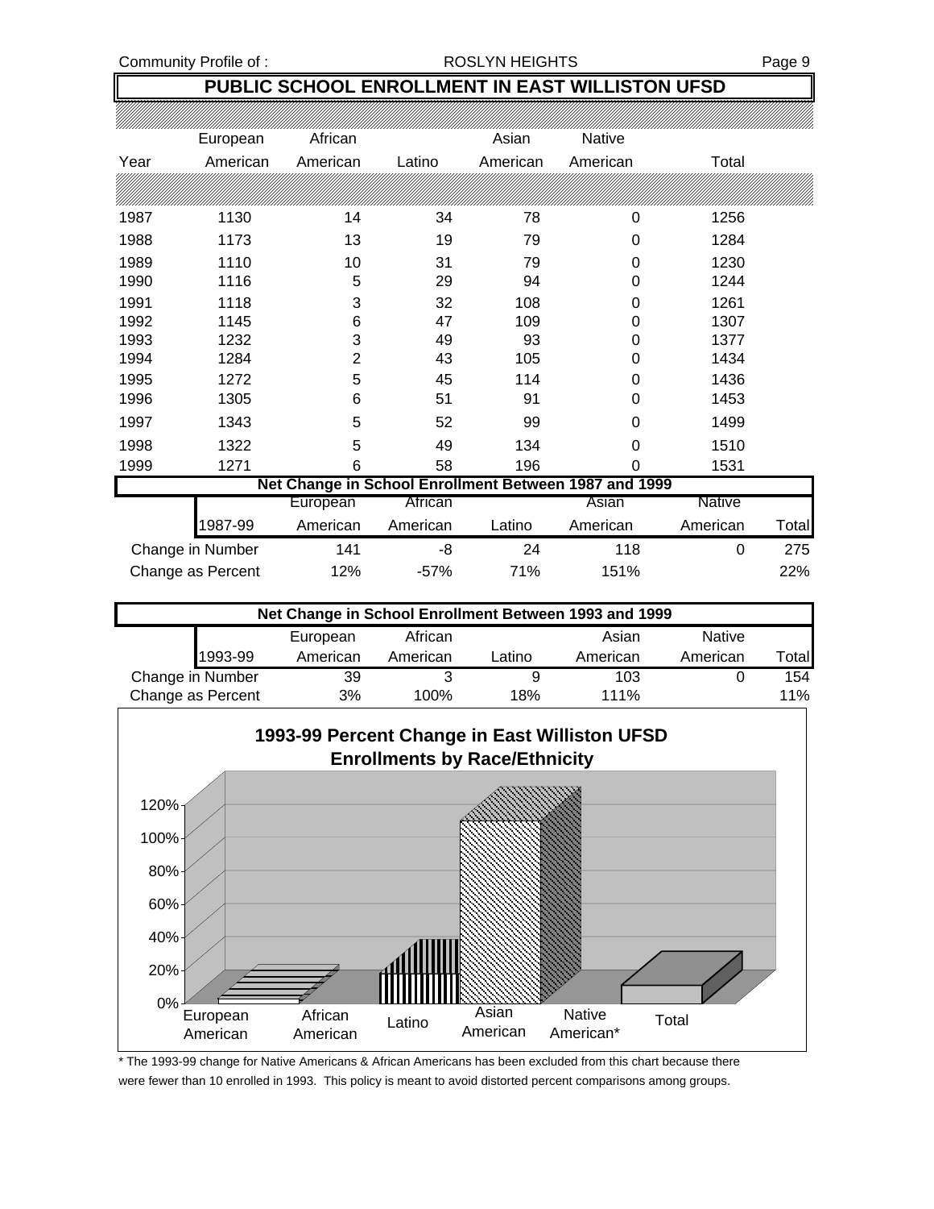## PUBLIC SCHOOL ENROLLMENT IN EAST WILLISTON UFSD

| Year | European American | African American | Latino | Asian American | Native American | Total |
|---|---|---|---|---|---|---|
| 1987 | 1130 | 14 | 34 | 78 | 0 | 1256 |
| 1988 | 1173 | 13 | 19 | 79 | 0 | 1284 |
| 1989 | 1110 | 10 | 31 | 79 | 0 | 1230 |
| 1990 | 1116 | 5 | 29 | 94 | 0 | 1244 |
| 1991 | 1118 | 3 | 32 | 108 | 0 | 1261 |
| 1992 | 1145 | 6 | 47 | 109 | 0 | 1307 |
| 1993 | 1232 | 3 | 49 | 93 | 0 | 1377 |
| 1994 | 1284 | 2 | 43 | 105 | 0 | 1434 |
| 1995 | 1272 | 5 | 45 | 114 | 0 | 1436 |
| 1996 | 1305 | 6 | 51 | 91 | 0 | 1453 |
| 1997 | 1343 | 5 | 52 | 99 | 0 | 1499 |
| 1998 | 1322 | 5 | 49 | 134 | 0 | 1510 |
| 1999 | 1271 | 6 | 58 | 196 | 0 | 1531 |

### Net Change in School Enrollment Between 1987 and 1999

| 1987-99 | European American | African American | Latino | Asian American | Native American | Total |
|---|---|---|---|---|---|---|
| Change in Number | 141 | -8 | 24 | 118 | 0 | 275 |
| Change as Percent | 12% | -57% | 71% | 151% | | 22% |

### Net Change in School Enrollment Between 1993 and 1999

| 1993-99 | European American | African American | Latino | Asian American | Native American | Total |
|---|---|---|---|---|---|---|
| Change in Number | 39 | 3 | 9 | 103 | 0 | 154 |
| Change as Percent | 3% | 100% | 18% | 111% | | 11% |

### 1993-99 Percent Change in East Williston UFSD Enrollments by Race/Ethnicity

\* The 1993-99 change for Native Americans & African Americans has been excluded from this chart because there were fewer than 10 enrolled in 1993. This policy is meant to avoid distorted percent comparisons among groups.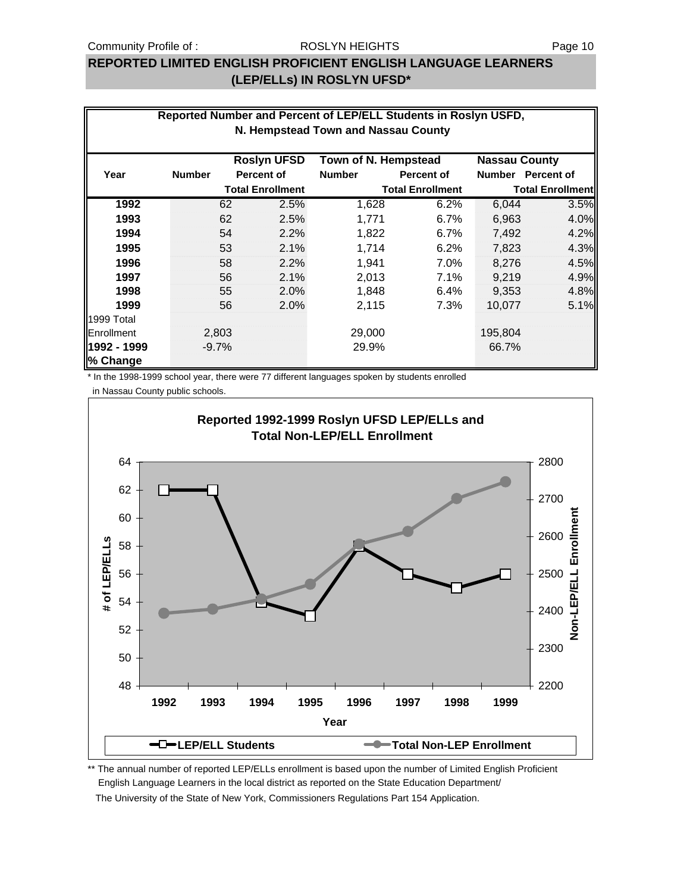# REPORTED LIMITED ENGLISH PROFICIENT ENGLISH LANGUAGE LEARNERS (LEP/ELLs) IN ROSLYN UFSD*

**Reported Number and Percent of LEP/ELL Students in Roslyn USFD, N. Hempstead Town and Nassau County**

| Year | Roslyn UFSD | | Town of N. Hempstead | | Nassau County | |
|---|---|---|---|---|---|---|
| | Number | Percent of Total Enrollment | Number | Percent of Total Enrollment | Number | Percent of Total Enrollment |
| **1992** | 62 | 2.5% | 1,628 | 6.2% | 6,044 | 3.5% |
| **1993** | 62 | 2.5% | 1,771 | 6.7% | 6,963 | 4.0% |
| **1994** | 54 | 2.2% | 1,822 | 6.7% | 7,492 | 4.2% |
| **1995** | 53 | 2.1% | 1,714 | 6.2% | 7,823 | 4.3% |
| **1996** | 58 | 2.2% | 1,941 | 7.0% | 8,276 | 4.5% |
| **1997** | 56 | 2.1% | 2,013 | 7.1% | 9,219 | 4.9% |
| **1998** | 55 | 2.0% | 1,848 | 6.4% | 9,353 | 4.8% |
| **1999** | 56 | 2.0% | 2,115 | 7.3% | 10,077 | 5.1% |
| 1999 Total Enrollment | 2,803 | | 29,000 | | 195,804 | |
| **1992 - 1999 % Change** | -9.7% | | 29.9% | | 66.7% | |

\* In the 1998-1999 school year, there were 77 different languages spoken by students enrolled in Nassau County public schools.

**Reported 1992-1999 Roslyn UFSD LEP/ELLs and Total Non-LEP/ELL Enrollment**

| Year | LEP/ELL Students | Total Non-LEP Enrollment (approx.) |
|---|---|---|
| 1992 | 62 | ~2395 |
| 1993 | 62 | ~2405 |
| 1994 | 54 | ~2430 |
| 1995 | 53 | ~2470 |
| 1996 | 58 | ~2580 |
| 1997 | 56 | ~2615 |
| 1998 | 55 | ~2700 |
| 1999 | 56 | ~2750 |

\*\* The annual number of reported LEP/ELLs enrollment is based upon the number of Limited English Proficient English Language Learners in the local district as reported on the State Education Department/ The University of the State of New York, Commissioners Regulations Part 154 Application.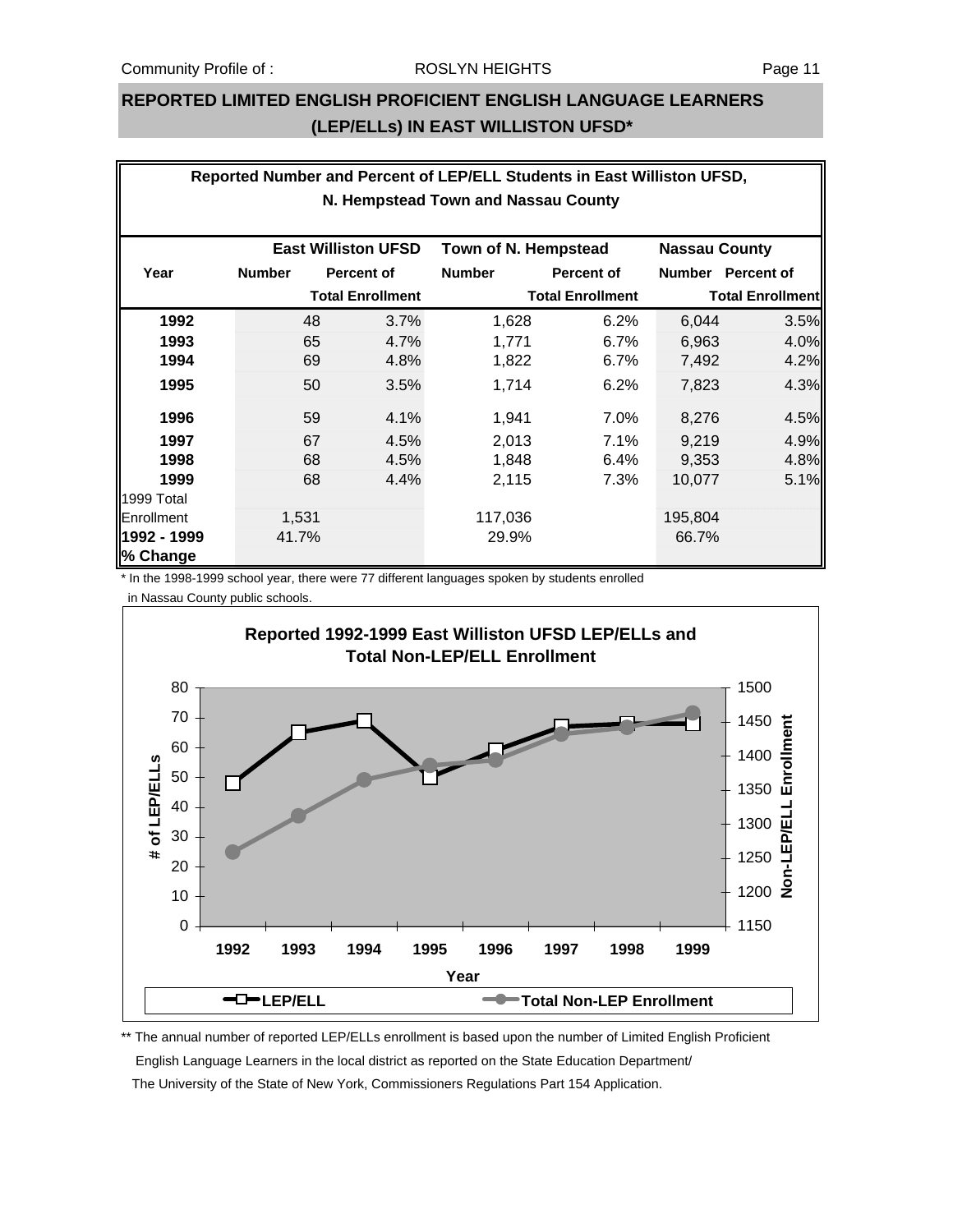## REPORTED LIMITED ENGLISH PROFICIENT ENGLISH LANGUAGE LEARNERS (LEP/ELLs) IN EAST WILLISTON UFSD*

**Reported Number and Percent of LEP/ELL Students in East Williston UFSD, N. Hempstead Town and Nassau County**

| Year | East Williston UFSD | | Town of N. Hempstead | | Nassau County | |
|---|---|---|---|---|---|---|
| | Number | Percent of Total Enrollment | Number | Percent of Total Enrollment | Number | Percent of Total Enrollment |
| **1992** | 48 | 3.7% | 1,628 | 6.2% | 6,044 | 3.5% |
| **1993** | 65 | 4.7% | 1,771 | 6.7% | 6,963 | 4.0% |
| **1994** | 69 | 4.8% | 1,822 | 6.7% | 7,492 | 4.2% |
| **1995** | 50 | 3.5% | 1,714 | 6.2% | 7,823 | 4.3% |
| **1996** | 59 | 4.1% | 1,941 | 7.0% | 8,276 | 4.5% |
| **1997** | 67 | 4.5% | 2,013 | 7.1% | 9,219 | 4.9% |
| **1998** | 68 | 4.5% | 1,848 | 6.4% | 9,353 | 4.8% |
| **1999** | 68 | 4.4% | 2,115 | 7.3% | 10,077 | 5.1% |
| 1999 Total Enrollment | 1,531 | | 117,036 | | 195,804 | |
| **1992 - 1999 % Change** | 41.7% | | 29.9% | | 66.7% | |

\* In the 1998-1999 school year, there were 77 different languages spoken by students enrolled in Nassau County public schools.

**Reported 1992-1999 East Williston UFSD LEP/ELLs and Total Non-LEP/ELL Enrollment**

\*\* The annual number of reported LEP/ELLs enrollment is based upon the number of Limited English Proficient English Language Learners in the local district as reported on the State Education Department/ The University of the State of New York, Commissioners Regulations Part 154 Application.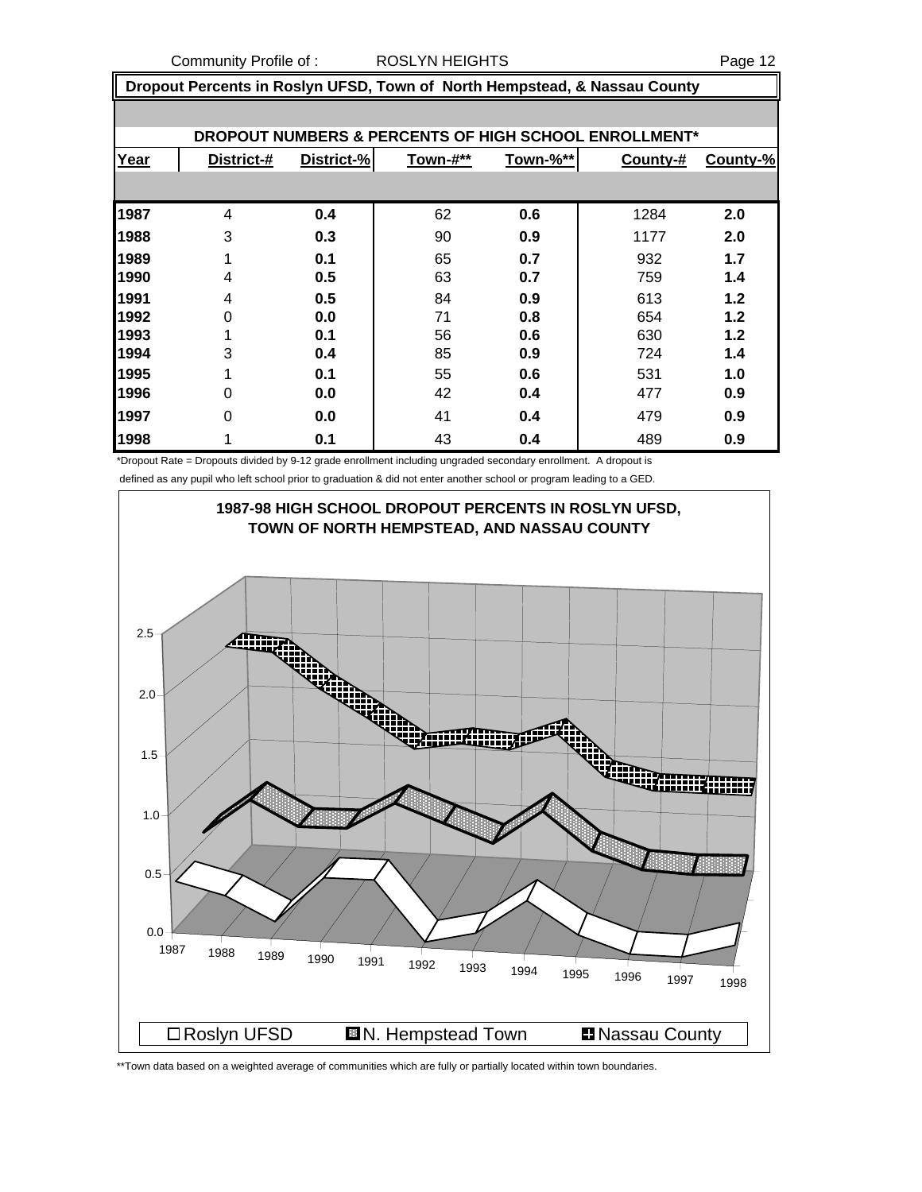## Dropout Percents in Roslyn UFSD, Town of North Hempstead, & Nassau County

### DROPOUT NUMBERS & PERCENTS OF HIGH SCHOOL ENROLLMENT*

| Year | District-# | District-% | Town-#** | Town-%** | County-# | County-% |
|---|---|---|---|---|---|---|
| 1987 | 4 | **0.4** | 62 | **0.6** | 1284 | **2.0** |
| 1988 | 3 | **0.3** | 90 | **0.9** | 1177 | **2.0** |
| 1989 | 1 | **0.1** | 65 | **0.7** | 932 | **1.7** |
| 1990 | 4 | **0.5** | 63 | **0.7** | 759 | **1.4** |
| 1991 | 4 | **0.5** | 84 | **0.9** | 613 | **1.2** |
| 1992 | 0 | **0.0** | 71 | **0.8** | 654 | **1.2** |
| 1993 | 1 | **0.1** | 56 | **0.6** | 630 | **1.2** |
| 1994 | 3 | **0.4** | 85 | **0.9** | 724 | **1.4** |
| 1995 | 1 | **0.1** | 55 | **0.6** | 531 | **1.0** |
| 1996 | 0 | **0.0** | 42 | **0.4** | 477 | **0.9** |
| 1997 | 0 | **0.0** | 41 | **0.4** | 479 | **0.9** |
| 1998 | 1 | **0.1** | 43 | **0.4** | 489 | **0.9** |

*Dropout Rate = Dropouts divided by 9-12 grade enrollment including ungraded secondary enrollment. A dropout is defined as any pupil who left school prior to graduation & did not enter another school or program leading to a GED.

**1987-98 HIGH SCHOOL DROPOUT PERCENTS IN ROSLYN UFSD, TOWN OF NORTH HEMPSTEAD, AND NASSAU COUNTY**

□ Roslyn UFSD ■ N. Hempstead Town ■ Nassau County

**Town data based on a weighted average of communities which are fully or partially located within town boundaries.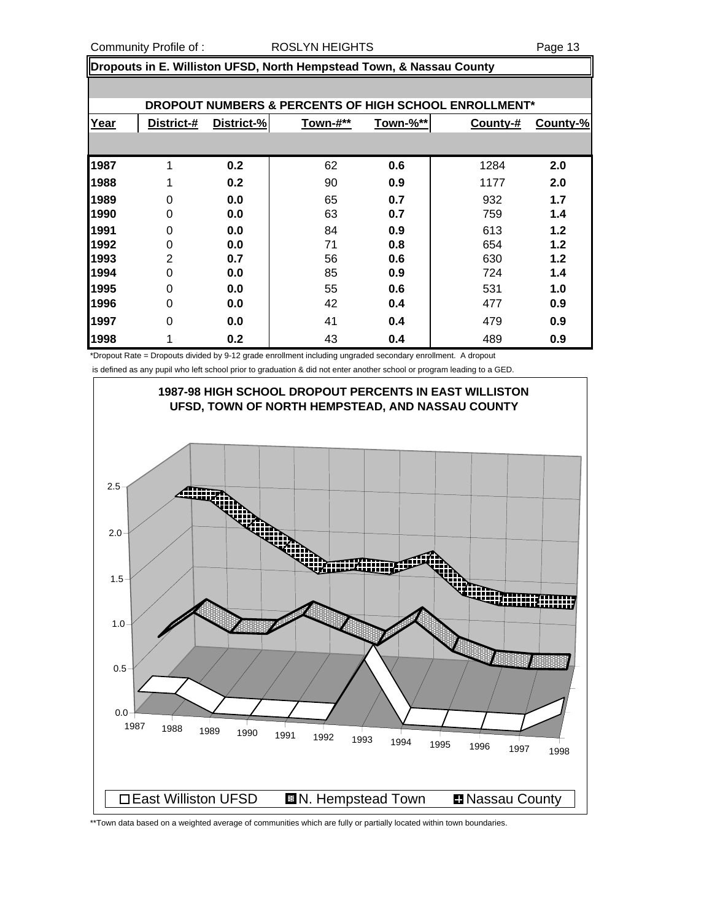## Dropouts in E. Williston UFSD, North Hempstead Town, & Nassau County

### DROPOUT NUMBERS & PERCENTS OF HIGH SCHOOL ENROLLMENT*

| Year | District-# | District-% | Town-#** | Town-%** | County-# | County-% |
|---|---|---|---|---|---|---|
| 1987 | 1 | 0.2 | 62 | 0.6 | 1284 | 2.0 |
| 1988 | 1 | 0.2 | 90 | 0.9 | 1177 | 2.0 |
| 1989 | 0 | 0.0 | 65 | 0.7 | 932 | 1.7 |
| 1990 | 0 | 0.0 | 63 | 0.7 | 759 | 1.4 |
| 1991 | 0 | 0.0 | 84 | 0.9 | 613 | 1.2 |
| 1992 | 0 | 0.0 | 71 | 0.8 | 654 | 1.2 |
| 1993 | 2 | 0.7 | 56 | 0.6 | 630 | 1.2 |
| 1994 | 0 | 0.0 | 85 | 0.9 | 724 | 1.4 |
| 1995 | 0 | 0.0 | 55 | 0.6 | 531 | 1.0 |
| 1996 | 0 | 0.0 | 42 | 0.4 | 477 | 0.9 |
| 1997 | 0 | 0.0 | 41 | 0.4 | 479 | 0.9 |
| 1998 | 1 | 0.2 | 43 | 0.4 | 489 | 0.9 |

*Dropout Rate = Dropouts divided by 9-12 grade enrollment including ungraded secondary enrollment. A dropout is defined as any pupil who left school prior to graduation & did not enter another school or program leading to a GED.

**1987-98 HIGH SCHOOL DROPOUT PERCENTS IN EAST WILLISTON UFSD, TOWN OF NORTH HEMPSTEAD, AND NASSAU COUNTY**

East Williston UFSD | N. Hempstead Town | Nassau County

**Town data based on a weighted average of communities which are fully or partially located within town boundaries.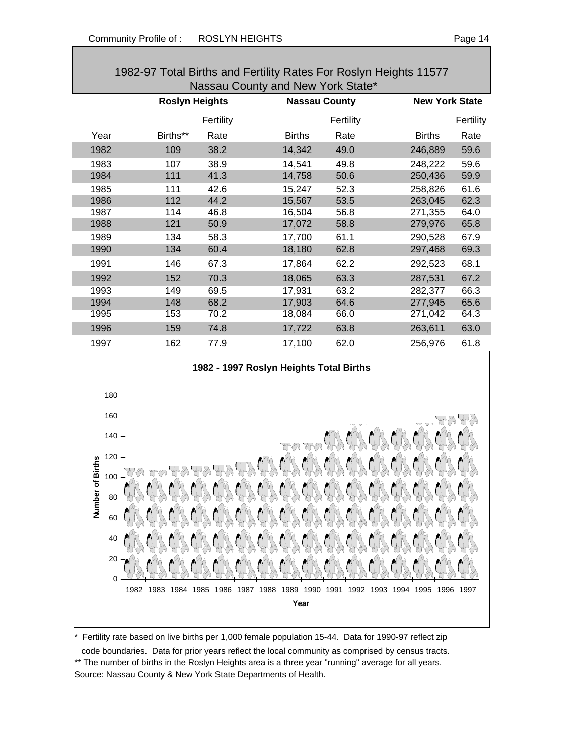## 1982-97 Total Births and Fertility Rates For Roslyn Heights 11577 Nassau County and New York State*

| | Roslyn Heights | | Nassau County | | New York State | |
|---|---|---|---|---|---|---|
| Year | Births** | Fertility Rate | Births | Fertility Rate | Births | Fertility Rate |
| 1982 | 109 | 38.2 | 14,342 | 49.0 | 246,889 | 59.6 |
| 1983 | 107 | 38.9 | 14,541 | 49.8 | 248,222 | 59.6 |
| 1984 | 111 | 41.3 | 14,758 | 50.6 | 250,436 | 59.9 |
| 1985 | 111 | 42.6 | 15,247 | 52.3 | 258,826 | 61.6 |
| 1986 | 112 | 44.2 | 15,567 | 53.5 | 263,045 | 62.3 |
| 1987 | 114 | 46.8 | 16,504 | 56.8 | 271,355 | 64.0 |
| 1988 | 121 | 50.9 | 17,072 | 58.8 | 279,976 | 65.8 |
| 1989 | 134 | 58.3 | 17,700 | 61.1 | 290,528 | 67.9 |
| 1990 | 134 | 60.4 | 18,180 | 62.8 | 297,468 | 69.3 |
| 1991 | 146 | 67.3 | 17,864 | 62.2 | 292,523 | 68.1 |
| 1992 | 152 | 70.3 | 18,065 | 63.3 | 287,531 | 67.2 |
| 1993 | 149 | 69.5 | 17,931 | 63.2 | 282,377 | 66.3 |
| 1994 | 148 | 68.2 | 17,903 | 64.6 | 277,945 | 65.6 |
| 1995 | 153 | 70.2 | 18,084 | 66.0 | 271,042 | 64.3 |
| 1996 | 159 | 74.8 | 17,722 | 63.8 | 263,611 | 63.0 |
| 1997 | 162 | 77.9 | 17,100 | 62.0 | 256,976 | 61.8 |

**1982 - 1997 Roslyn Heights Total Births**

\* Fertility rate based on live births per 1,000 female population 15-44. Data for 1990-97 reflect zip code boundaries. Data for prior years reflect the local community as comprised by census tracts.

** The number of births in the Roslyn Heights area is a three year "running" average for all years.

Source: Nassau County & New York State Departments of Health.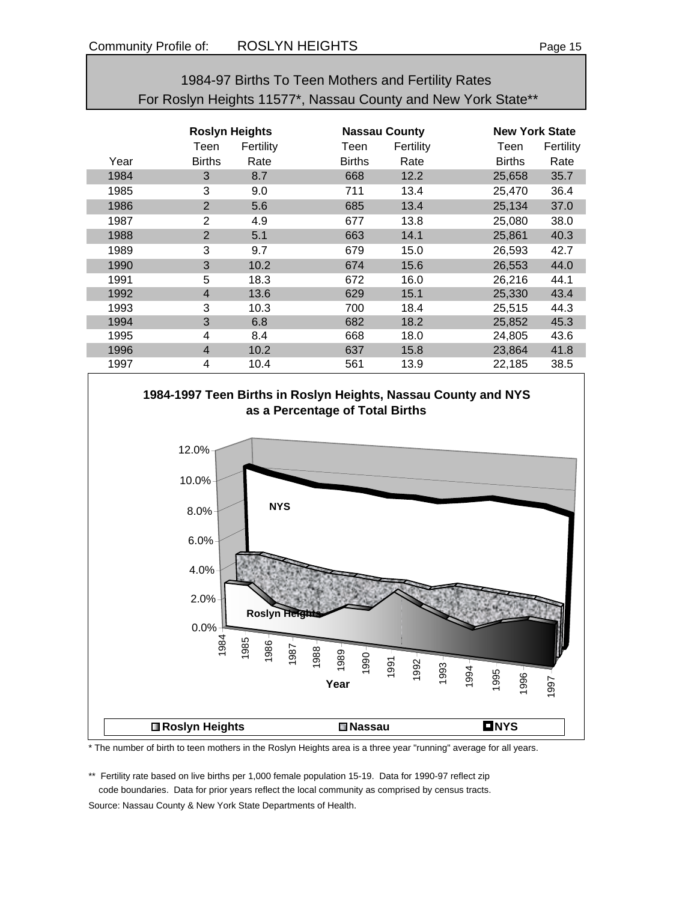## 1984-97 Births To Teen Mothers and Fertility Rates For Roslyn Heights 11577*, Nassau County and New York State**

| | Roslyn Heights | | Nassau County | | New York State | |
|---|---|---|---|---|---|---|
| | Teen | Fertility | Teen | Fertility | Teen | Fertility |
| Year | Births | Rate | Births | Rate | Births | Rate |
| 1984 | 3 | 8.7 | 668 | 12.2 | 25,658 | 35.7 |
| 1985 | 3 | 9.0 | 711 | 13.4 | 25,470 | 36.4 |
| 1986 | 2 | 5.6 | 685 | 13.4 | 25,134 | 37.0 |
| 1987 | 2 | 4.9 | 677 | 13.8 | 25,080 | 38.0 |
| 1988 | 2 | 5.1 | 663 | 14.1 | 25,861 | 40.3 |
| 1989 | 3 | 9.7 | 679 | 15.0 | 26,593 | 42.7 |
| 1990 | 3 | 10.2 | 674 | 15.6 | 26,553 | 44.0 |
| 1991 | 5 | 18.3 | 672 | 16.0 | 26,216 | 44.1 |
| 1992 | 4 | 13.6 | 629 | 15.1 | 25,330 | 43.4 |
| 1993 | 3 | 10.3 | 700 | 18.4 | 25,515 | 44.3 |
| 1994 | 3 | 6.8 | 682 | 18.2 | 25,852 | 45.3 |
| 1995 | 4 | 8.4 | 668 | 18.0 | 24,805 | 43.6 |
| 1996 | 4 | 10.2 | 637 | 15.8 | 23,864 | 41.8 |
| 1997 | 4 | 10.4 | 561 | 13.9 | 22,185 | 38.5 |

**1984-1997 Teen Births in Roslyn Heights, Nassau County and NYS as a Percentage of Total Births**

\* The number of birth to teen mothers in the Roslyn Heights area is a three year "running" average for all years.

\** Fertility rate based on live births per 1,000 female population 15-19. Data for 1990-97 reflect zip code boundaries. Data for prior years reflect the local community as comprised by census tracts.

Source: Nassau County & New York State Departments of Health.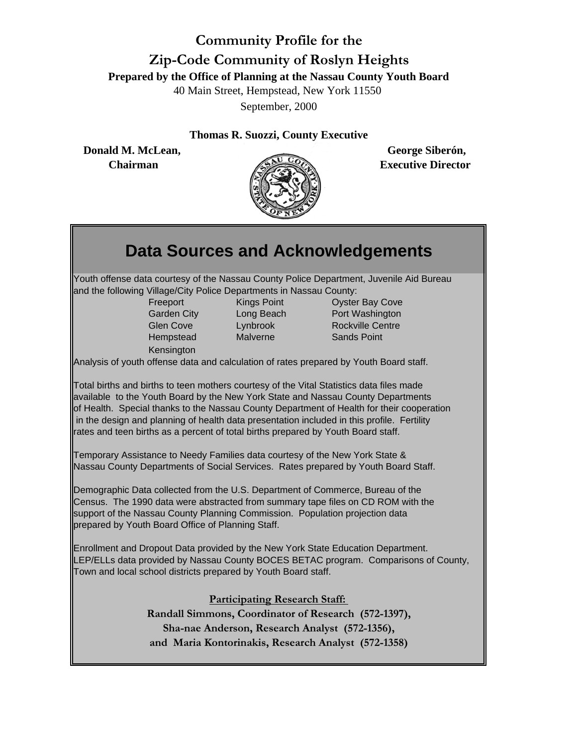# Community Profile for the
# Zip-Code Community of Roslyn Heights

**Prepared by the Office of Planning at the Nassau County Youth Board**

40 Main Street, Hempstead, New York 11550

September, 2000

**Thomas R. Suozzi, County Executive**

**Donald M. McLean, Chairman**

**George Siberón, Executive Director**

## Data Sources and Acknowledgements

Youth offense data courtesy of the Nassau County Police Department, Juvenile Aid Bureau and the following Village/City Police Departments in Nassau County:

| | | |
|---|---|---|
| Freeport | Kings Point | Oyster Bay Cove |
| Garden City | Long Beach | Port Washington |
| Glen Cove | Lynbrook | Rockville Centre |
| Hempstead | Malverne | Sands Point |
| Kensington | | |

Analysis of youth offense data and calculation of rates prepared by Youth Board staff.

Total births and births to teen mothers courtesy of the Vital Statistics data files made available to the Youth Board by the New York State and Nassau County Departments of Health. Special thanks to the Nassau County Department of Health for their cooperation in the design and planning of health data presentation included in this profile. Fertility rates and teen births as a percent of total births prepared by Youth Board staff.

Temporary Assistance to Needy Families data courtesy of the New York State & Nassau County Departments of Social Services. Rates prepared by Youth Board Staff.

Demographic Data collected from the U.S. Department of Commerce, Bureau of the Census. The 1990 data were abstracted from summary tape files on CD ROM with the support of the Nassau County Planning Commission. Population projection data prepared by Youth Board Office of Planning Staff.

Enrollment and Dropout Data provided by the New York State Education Department. LEP/ELLs data provided by Nassau County BOCES BETAC program. Comparisons of County, Town and local school districts prepared by Youth Board staff.

**Participating Research Staff:**

**Randall Simmons, Coordinator of Research (572-1397),**

**Sha-nae Anderson, Research Analyst (572-1356),**

**and Maria Kontorinakis, Research Analyst (572-1358)**